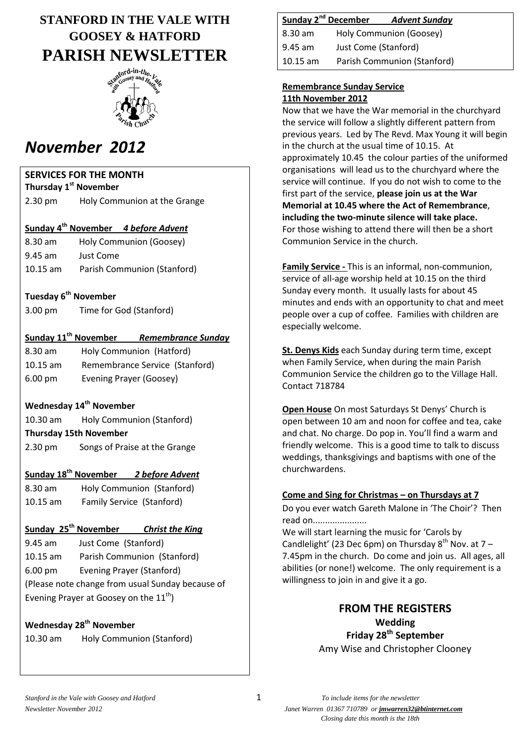# STANFORD IN THE VALE WITH GOOSEY & HATFORD PARISH NEWSLETTER

# *November 2012*

## SERVICES FOR THE MONTH

**Thursday 1st November**

2.30 pm Holy Communion at the Grange

**Sunday 4th November** ***4 before Advent***

8.30 am Holy Communion (Goosey)
9.45 am Just Come
10.15 am Parish Communion (Stanford)

**Tuesday 6th November**

3.00 pm Time for God (Stanford)

**Sunday 11th November** ***Remembrance Sunday***

8.30 am Holy Communion (Hatford)
10.15 am Remembrance Service (Stanford)
6.00 pm Evening Prayer (Goosey)

**Wednesday 14th November**

10.30 am Holy Communion (Stanford)

**Thursday 15th November**

2.30 pm Songs of Praise at the Grange

**Sunday 18th November** ***2 before Advent***

8.30 am Holy Communion (Stanford)
10.15 am Family Service (Stanford)

**Sunday 25th November** ***Christ the King***

9.45 am Just Come (Stanford)
10.15 am Parish Communion (Stanford)
6.00 pm Evening Prayer (Stanford)
(Please note change from usual Sunday because of Evening Prayer at Goosey on the 11th)

**Wednesday 28th November**

10.30 am Holy Communion (Stanford)

**Sunday 2nd December** ***Advent Sunday***

8.30 am Holy Communion (Goosey)
9.45 am Just Come (Stanford)
10.15 am Parish Communion (Stanford)

**Remembrance Sunday Service**
**11th November 2012**

Now that we have the War memorial in the churchyard the service will follow a slightly different pattern from previous years. Led by The Revd. Max Young it will begin in the church at the usual time of 10.15. At approximately 10.45 the colour parties of the uniformed organisations will lead us to the churchyard where the service will continue. If you do not wish to come to the first part of the service, **please join us at the War Memorial at 10.45 where the Act of Remembrance, including the two-minute silence will take place.** For those wishing to attend there will then be a short Communion Service in the church.

**Family Service -** This is an informal, non-communion, service of all-age worship held at 10.15 on the third Sunday every month. It usually lasts for about 45 minutes and ends with an opportunity to chat and meet people over a cup of coffee. Families with children are especially welcome.

**St. Denys Kids** each Sunday during term time, except when Family Service, when during the main Parish Communion Service the children go to the Village Hall. Contact 718784

**Open House** On most Saturdays St Denys' Church is open between 10 am and noon for coffee and tea, cake and chat. No charge. Do pop in. You'll find a warm and friendly welcome. This is a good time to talk to discuss weddings, thanksgivings and baptisms with one of the churchwardens.

**Come and Sing for Christmas – on Thursdays at 7**

Do you ever watch Gareth Malone in 'The Choir'? Then read on......................

We will start learning the music for 'Carols by Candlelight' (23 Dec 6pm) on Thursday 8th Nov. at 7 – 7.45pm in the church. Do come and join us. All ages, all abilities (or none!) welcome. The only requirement is a willingness to join in and give it a go.

## FROM THE REGISTERS

**Wedding**
**Friday 28th September**
Amy Wise and Christopher Clooney

*To include items for the newsletter*
*Janet Warren 01367 710789 or jmwarren32@btinternet.com*
*Closing date this month is the 18th*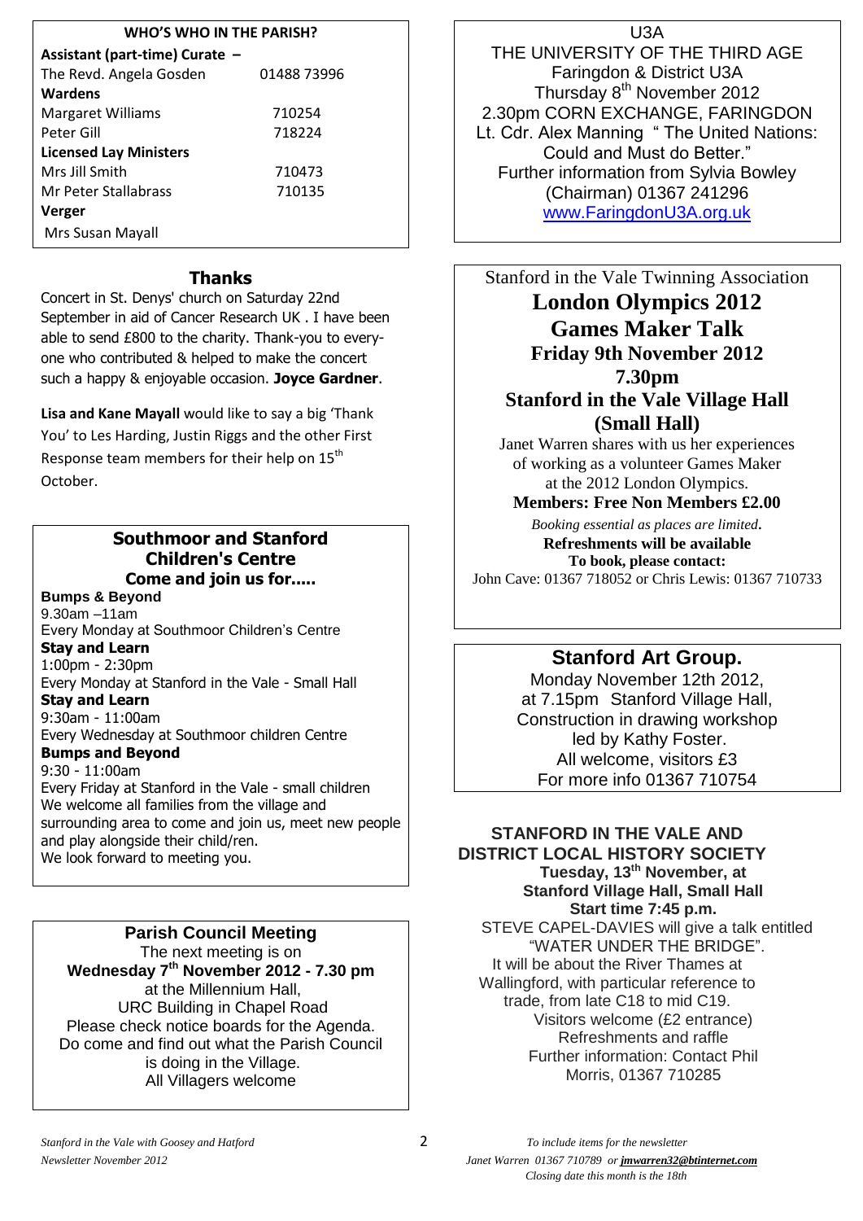## WHO'S WHO IN THE PARISH?

| | |
|---|---|
| **Assistant (part-time) Curate –** | |
| The Revd. Angela Gosden | 01488 73996 |
| **Wardens** | |
| Margaret Williams | 710254 |
| Peter Gill | 718224 |
| **Licensed Lay Ministers** | |
| Mrs Jill Smith | 710473 |
| Mr Peter Stallabrass | 710135 |
| **Verger** | |
| Mrs Susan Mayall | |

## Thanks

Concert in St. Denys' church on Saturday 22nd September in aid of Cancer Research UK . I have been able to send £800 to the charity. Thank-you to every-one who contributed & helped to make the concert such a happy & enjoyable occasion. **Joyce Gardner**.

**Lisa and Kane Mayall** would like to say a big 'Thank You' to Les Harding, Justin Riggs and the other First Response team members for their help on 15th October.

## Southmoor and Stanford Children's Centre
### Come and join us for.....

**Bumps & Beyond**
9.30am –11am
Every Monday at Southmoor Children's Centre

**Stay and Learn**
1:00pm - 2:30pm
Every Monday at Stanford in the Vale - Small Hall

**Stay and Learn**
9:30am - 11:00am
Every Wednesday at Southmoor children Centre

**Bumps and Beyond**
9:30 - 11:00am
Every Friday at Stanford in the Vale - small children

We welcome all families from the village and surrounding area to come and join us, meet new people and play alongside their child/ren.
We look forward to meeting you.

## Parish Council Meeting

The next meeting is on
**Wednesday 7th November 2012 - 7.30 pm**
at the Millennium Hall,
URC Building in Chapel Road
Please check notice boards for the Agenda.
Do come and find out what the Parish Council is doing in the Village.
All Villagers welcome

## U3A

THE UNIVERSITY OF THE THIRD AGE
Faringdon & District U3A
Thursday 8th November 2012
2.30pm CORN EXCHANGE, FARINGDON
Lt. Cdr. Alex Manning " The United Nations: Could and Must do Better."
Further information from Sylvia Bowley (Chairman) 01367 241296
www.FaringdonU3A.org.uk

Stanford in the Vale Twinning Association

## London Olympics 2012 Games Maker Talk

**Friday 9th November 2012**
**7.30pm**
**Stanford in the Vale Village Hall (Small Hall)**

Janet Warren shares with us her experiences of working as a volunteer Games Maker at the 2012 London Olympics.

**Members: Free Non Members £2.00**

*Booking essential as places are limited.*
**Refreshments will be available**
**To book, please contact:**
John Cave: 01367 718052 or Chris Lewis: 01367 710733

## Stanford Art Group.

Monday November 12th 2012,
at 7.15pm Stanford Village Hall,
Construction in drawing workshop
led by Kathy Foster.
All welcome, visitors £3
For more info 01367 710754

## STANFORD IN THE VALE AND DISTRICT LOCAL HISTORY SOCIETY

**Tuesday, 13th November, at Stanford Village Hall, Small Hall**
**Start time 7:45 p.m.**

STEVE CAPEL-DAVIES will give a talk entitled "WATER UNDER THE BRIDGE".
It will be about the River Thames at Wallingford, with particular reference to trade, from late C18 to mid C19.
Visitors welcome (£2 entrance)
Refreshments and raffle
Further information: Contact Phil Morris, 01367 710285

*To include items for the newsletter*
*Janet Warren 01367 710789 or jmwarren32@btinternet.com*
*Closing date this month is the 18th*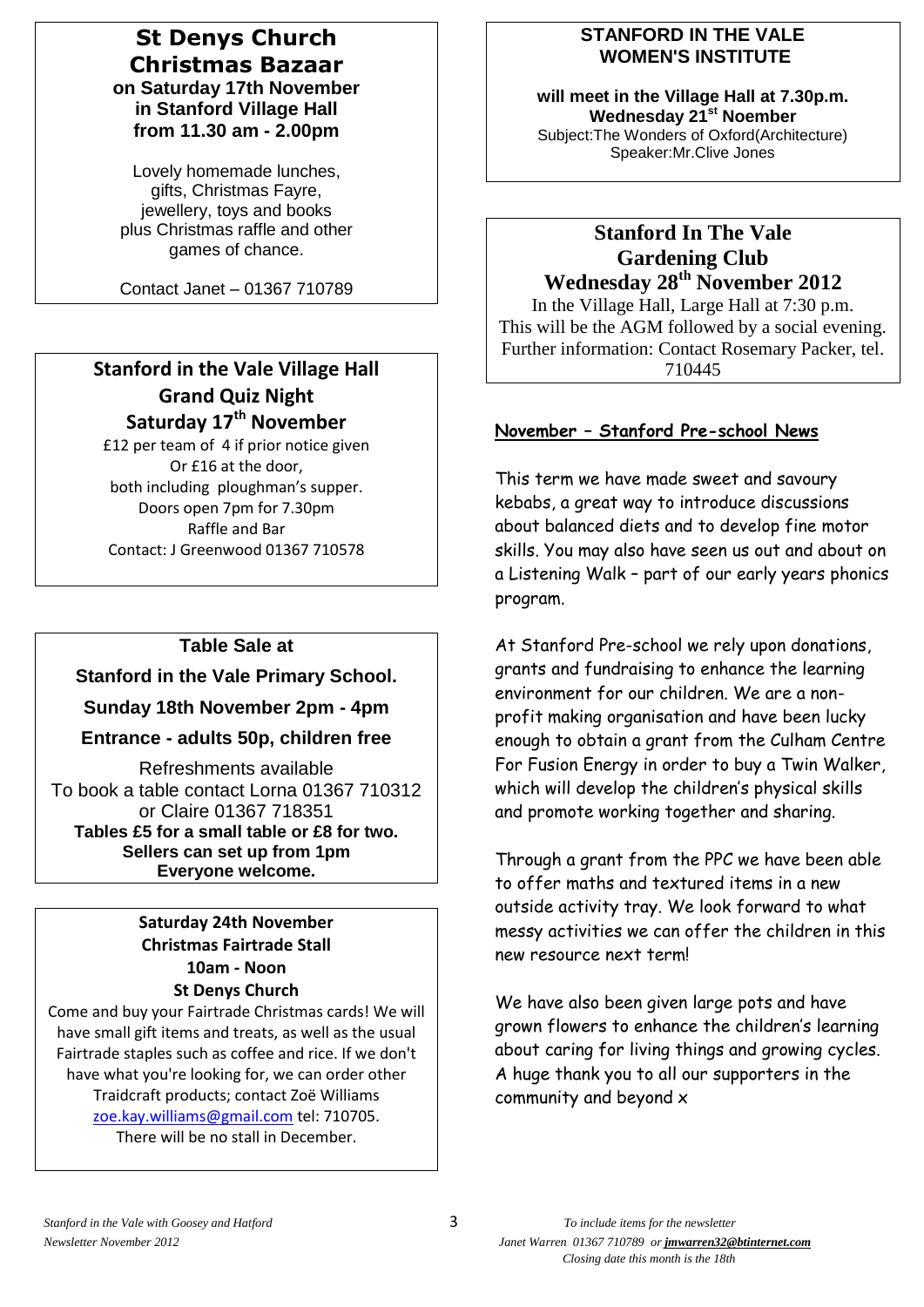## St Denys Church Christmas Bazaar

**on Saturday 17th November**
**in Stanford Village Hall**
**from 11.30 am - 2.00pm**

Lovely homemade lunches, gifts, Christmas Fayre, jewellery, toys and books plus Christmas raffle and other games of chance.

Contact Janet – 01367 710789

## Stanford in the Vale Village Hall Grand Quiz Night Saturday 17th November

£12 per team of 4 if prior notice given
Or £16 at the door,
both including ploughman's supper.
Doors open 7pm for 7.30pm
Raffle and Bar
Contact: J Greenwood 01367 710578

## Table Sale at

**Stanford in the Vale Primary School.**

**Sunday 18th November 2pm - 4pm**

**Entrance - adults 50p, children free**

Refreshments available
To book a table contact Lorna 01367 710312 or Claire 01367 718351
**Tables £5 for a small table or £8 for two.**
**Sellers can set up from 1pm**
**Everyone welcome.**

## Saturday 24th November Christmas Fairtrade Stall

**10am - Noon**
**St Denys Church**

Come and buy your Fairtrade Christmas cards! We will have small gift items and treats, as well as the usual Fairtrade staples such as coffee and rice. If we don't have what you're looking for, we can order other Traidcraft products; contact Zoë Williams zoe.kay.williams@gmail.com tel: 710705.
There will be no stall in December.

## STANFORD IN THE VALE WOMEN'S INSTITUTE

**will meet in the Village Hall at 7.30p.m.**
**Wednesday 21st Noember**
Subject:The Wonders of Oxford(Architecture)
Speaker:Mr.Clive Jones

## Stanford In The Vale Gardening Club Wednesday 28th November 2012

In the Village Hall, Large Hall at 7:30 p.m.
This will be the AGM followed by a social evening.
Further information: Contact Rosemary Packer, tel. 710445

## November – Stanford Pre-school News

This term we have made sweet and savoury kebabs, a great way to introduce discussions about balanced diets and to develop fine motor skills. You may also have seen us out and about on a Listening Walk – part of our early years phonics program.

At Stanford Pre-school we rely upon donations, grants and fundraising to enhance the learning environment for our children. We are a non-profit making organisation and have been lucky enough to obtain a grant from the Culham Centre For Fusion Energy in order to buy a Twin Walker, which will develop the children's physical skills and promote working together and sharing.

Through a grant from the PPC we have been able to offer maths and textured items in a new outside activity tray. We look forward to what messy activities we can offer the children in this new resource next term!

We have also been given large pots and have grown flowers to enhance the children's learning about caring for living things and growing cycles. A huge thank you to all our supporters in the community and beyond x

*To include items for the newsletter*
*Janet Warren 01367 710789 or jmwarren32@btinternet.com*
*Closing date this month is the 18th*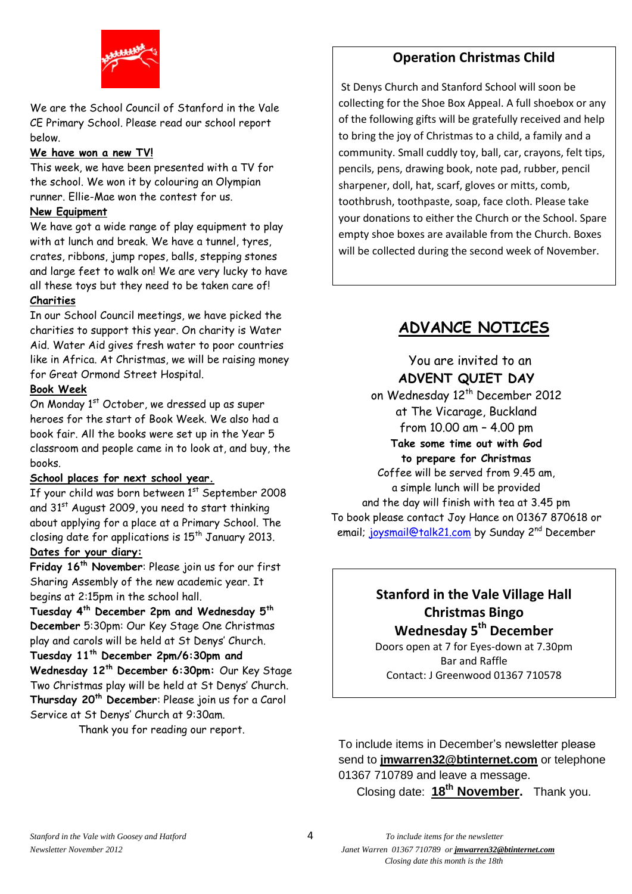We are the School Council of Stanford in the Vale CE Primary School. Please read our school report below.

**We have won a new TV!**

This week, we have been presented with a TV for the school. We won it by colouring an Olympian runner. Ellie-Mae won the contest for us.

**New Equipment**

We have got a wide range of play equipment to play with at lunch and break. We have a tunnel, tyres, crates, ribbons, jump ropes, balls, stepping stones and large feet to walk on! We are very lucky to have all these toys but they need to be taken care of!

**Charities**

In our School Council meetings, we have picked the charities to support this year. On charity is Water Aid. Water Aid gives fresh water to poor countries like in Africa. At Christmas, we will be raising money for Great Ormond Street Hospital.

**Book Week**

On Monday 1st October, we dressed up as super heroes for the start of Book Week. We also had a book fair. All the books were set up in the Year 5 classroom and people came in to look at, and buy, the books.

**School places for next school year.**

If your child was born between 1st September 2008 and 31st August 2009, you need to start thinking about applying for a place at a Primary School. The closing date for applications is 15th January 2013.

**Dates for your diary:**

**Friday 16th November**: Please join us for our first Sharing Assembly of the new academic year. It begins at 2:15pm in the school hall.

**Tuesday 4th December 2pm and Wednesday 5th December** 5:30pm: Our Key Stage One Christmas play and carols will be held at St Denys' Church.

**Tuesday 11th December 2pm/6:30pm and Wednesday 12th December 6:30pm:** Our Key Stage Two Christmas play will be held at St Denys' Church.

**Thursday 20th December**: Please join us for a Carol Service at St Denys' Church at 9:30am.

Thank you for reading our report.

## Operation Christmas Child

St Denys Church and Stanford School will soon be collecting for the Shoe Box Appeal. A full shoebox or any of the following gifts will be gratefully received and help to bring the joy of Christmas to a child, a family and a community. Small cuddly toy, ball, car, crayons, felt tips, pencils, pens, drawing book, note pad, rubber, pencil sharpener, doll, hat, scarf, gloves or mitts, comb, toothbrush, toothpaste, soap, face cloth. Please take your donations to either the Church or the School. Spare empty shoe boxes are available from the Church. Boxes will be collected during the second week of November.

## ADVANCE NOTICES

You are invited to an

**ADVENT QUIET DAY**

on Wednesday 12th December 2012
at The Vicarage, Buckland
from 10.00 am – 4.00 pm

**Take some time out with God to prepare for Christmas**

Coffee will be served from 9.45 am,
a simple lunch will be provided
and the day will finish with tea at 3.45 pm

To book please contact Joy Hance on 01367 870618 or email; joysmail@talk21.com by Sunday 2nd December

## Stanford in the Vale Village Hall Christmas Bingo Wednesday 5th December

Doors open at 7 for Eyes-down at 7.30pm
Bar and Raffle
Contact: J Greenwood 01367 710578

To include items in December's newsletter please send to **jmwarren32@btinternet.com** or telephone 01367 710789 and leave a message.
Closing date: **18th November.** Thank you.